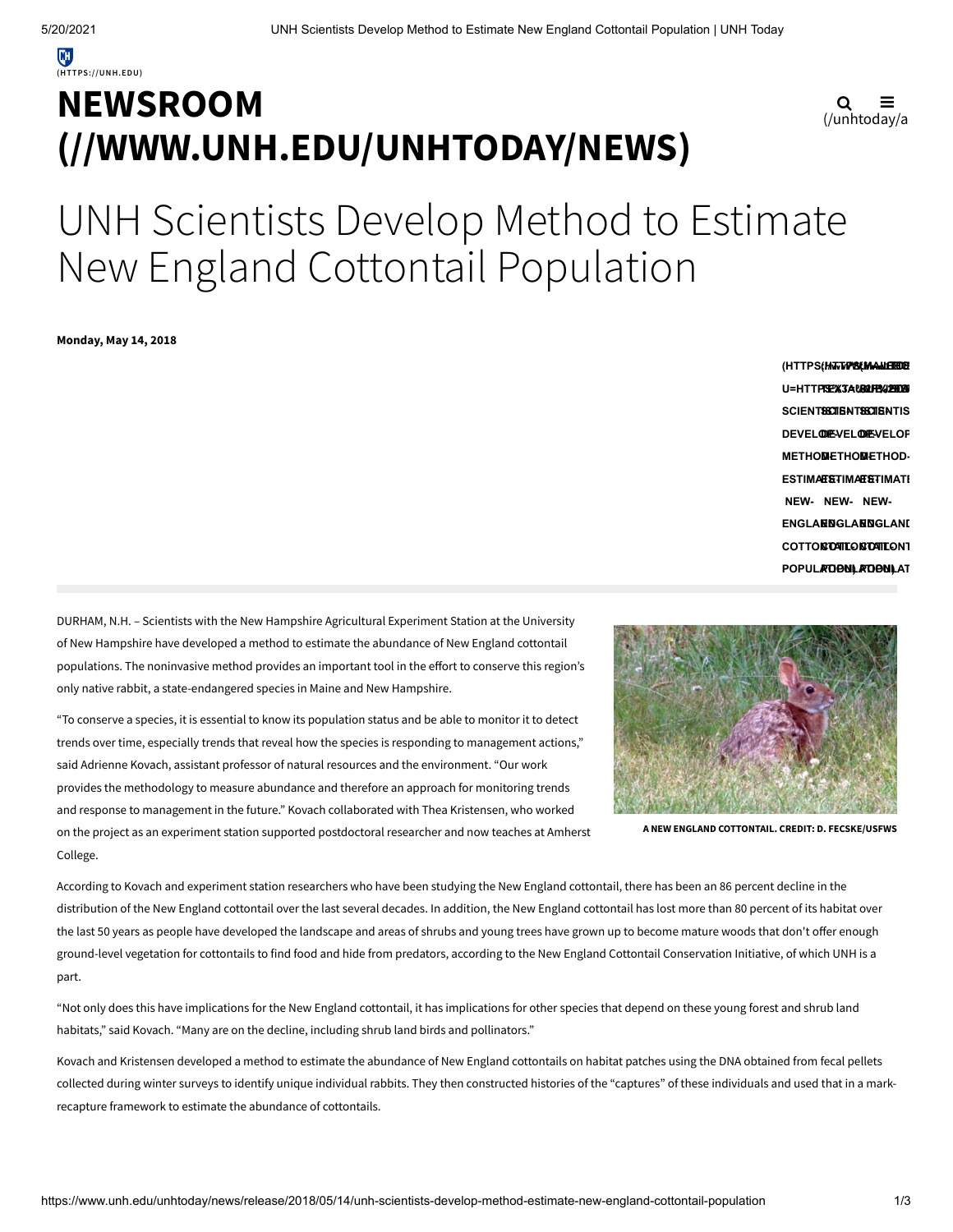# NEWSROOM (//WWW.UNH.EDU/UNHTODAY/NEWS)

# UNH Scientists Develop Method to Estimate New England Cottontail Population

**Monday, May 14, 2018**

DURHAM, N.H. – Scientists with the New Hampshire Agricultural Experiment Station at the University of New Hampshire have developed a method to estimate the abundance of New England cottontail populations. The noninvasive method provides an important tool in the effort to conserve this region's only native rabbit, a state-endangered species in Maine and New Hampshire.

"To conserve a species, it is essential to know its population status and be able to monitor it to detect trends over time, especially trends that reveal how the species is responding to management actions," said Adrienne Kovach, assistant professor of natural resources and the environment. "Our work provides the methodology to measure abundance and therefore an approach for monitoring trends and response to management in the future." Kovach collaborated with Thea Kristensen, who worked on the project as an experiment station supported postdoctoral researcher and now teaches at Amherst College.

A NEW ENGLAND COTTONTAIL. CREDIT: D. FECSKE/USFWS

According to Kovach and experiment station researchers who have been studying the New England cottontail, there has been an 86 percent decline in the distribution of the New England cottontail over the last several decades. In addition, the New England cottontail has lost more than 80 percent of its habitat over the last 50 years as people have developed the landscape and areas of shrubs and young trees have grown up to become mature woods that don't offer enough ground-level vegetation for cottontails to find food and hide from predators, according to the New England Cottontail Conservation Initiative, of which UNH is a part.

"Not only does this have implications for the New England cottontail, it has implications for other species that depend on these young forest and shrub land habitats," said Kovach. "Many are on the decline, including shrub land birds and pollinators."

Kovach and Kristensen developed a method to estimate the abundance of New England cottontails on habitat patches using the DNA obtained from fecal pellets collected during winter surveys to identify unique individual rabbits. They then constructed histories of the "captures" of these individuals and used that in a mark-recapture framework to estimate the abundance of cottontails.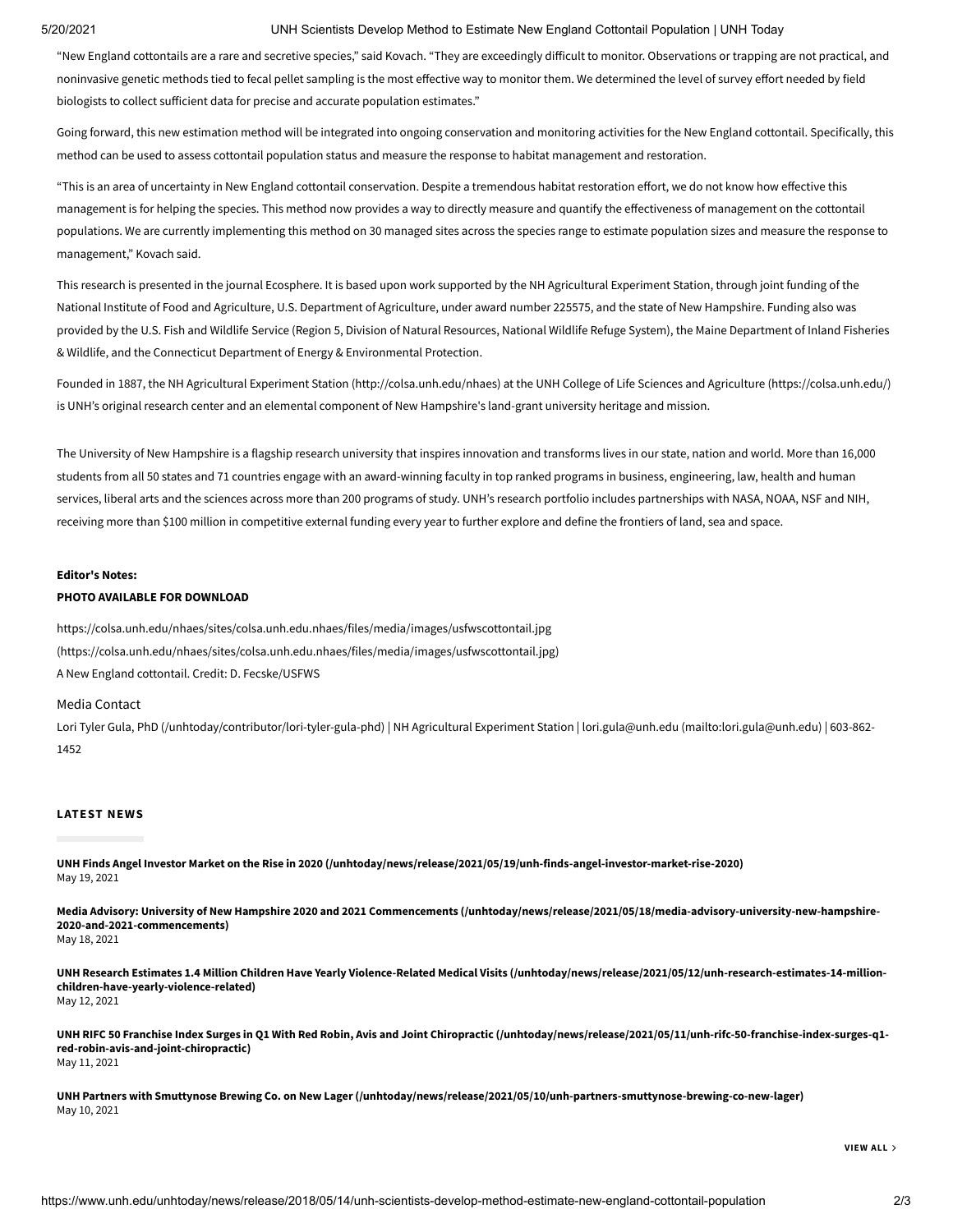"New England cottontails are a rare and secretive species," said Kovach. "They are exceedingly difficult to monitor. Observations or trapping are not practical, and noninvasive genetic methods tied to fecal pellet sampling is the most effective way to monitor them. We determined the level of survey effort needed by field biologists to collect sufficient data for precise and accurate population estimates."

Going forward, this new estimation method will be integrated into ongoing conservation and monitoring activities for the New England cottontail. Specifically, this method can be used to assess cottontail population status and measure the response to habitat management and restoration.

"This is an area of uncertainty in New England cottontail conservation. Despite a tremendous habitat restoration effort, we do not know how effective this management is for helping the species. This method now provides a way to directly measure and quantify the effectiveness of management on the cottontail populations. We are currently implementing this method on 30 managed sites across the species range to estimate population sizes and measure the response to management," Kovach said.

This research is presented in the journal Ecosphere. It is based upon work supported by the NH Agricultural Experiment Station, through joint funding of the National Institute of Food and Agriculture, U.S. Department of Agriculture, under award number 225575, and the state of New Hampshire. Funding also was provided by the U.S. Fish and Wildlife Service (Region 5, Division of Natural Resources, National Wildlife Refuge System), the Maine Department of Inland Fisheries & Wildlife, and the Connecticut Department of Energy & Environmental Protection.

Founded in 1887, the NH Agricultural Experiment Station (http://colsa.unh.edu/nhaes) at the UNH College of Life Sciences and Agriculture (https://colsa.unh.edu/) is UNH's original research center and an elemental component of New Hampshire's land-grant university heritage and mission.

The University of New Hampshire is a flagship research university that inspires innovation and transforms lives in our state, nation and world. More than 16,000 students from all 50 states and 71 countries engage with an award-winning faculty in top ranked programs in business, engineering, law, health and human services, liberal arts and the sciences across more than 200 programs of study. UNH's research portfolio includes partnerships with NASA, NOAA, NSF and NIH, receiving more than $100 million in competitive external funding every year to further explore and define the frontiers of land, sea and space.

**Editor's Notes:**

**PHOTO AVAILABLE FOR DOWNLOAD**

https://colsa.unh.edu/nhaes/sites/colsa.unh.edu.nhaes/files/media/images/usfwscottontail.jpg (https://colsa.unh.edu/nhaes/sites/colsa.unh.edu.nhaes/files/media/images/usfwscottontail.jpg)
A New England cottontail. Credit: D. Fecske/USFWS

Media Contact

Lori Tyler Gula, PhD (/unhtoday/contributor/lori-tyler-gula-phd) | NH Agricultural Experiment Station | lori.gula@unh.edu (mailto:lori.gula@unh.edu) | 603-862-1452

## LATEST NEWS

**UNH Finds Angel Investor Market on the Rise in 2020 (/unhtoday/news/release/2021/05/19/unh-finds-angel-investor-market-rise-2020)**
May 19, 2021

**Media Advisory: University of New Hampshire 2020 and 2021 Commencements (/unhtoday/news/release/2021/05/18/media-advisory-university-new-hampshire-2020-and-2021-commencements)**
May 18, 2021

**UNH Research Estimates 1.4 Million Children Have Yearly Violence-Related Medical Visits (/unhtoday/news/release/2021/05/12/unh-research-estimates-14-million-children-have-yearly-violence-related)**
May 12, 2021

**UNH RIFC 50 Franchise Index Surges in Q1 With Red Robin, Avis and Joint Chiropractic (/unhtoday/news/release/2021/05/11/unh-rifc-50-franchise-index-surges-q1-red-robin-avis-and-joint-chiropractic)**
May 11, 2021

**UNH Partners with Smuttynose Brewing Co. on New Lager (/unhtoday/news/release/2021/05/10/unh-partners-smuttynose-brewing-co-new-lager)**
May 10, 2021

VIEW ALL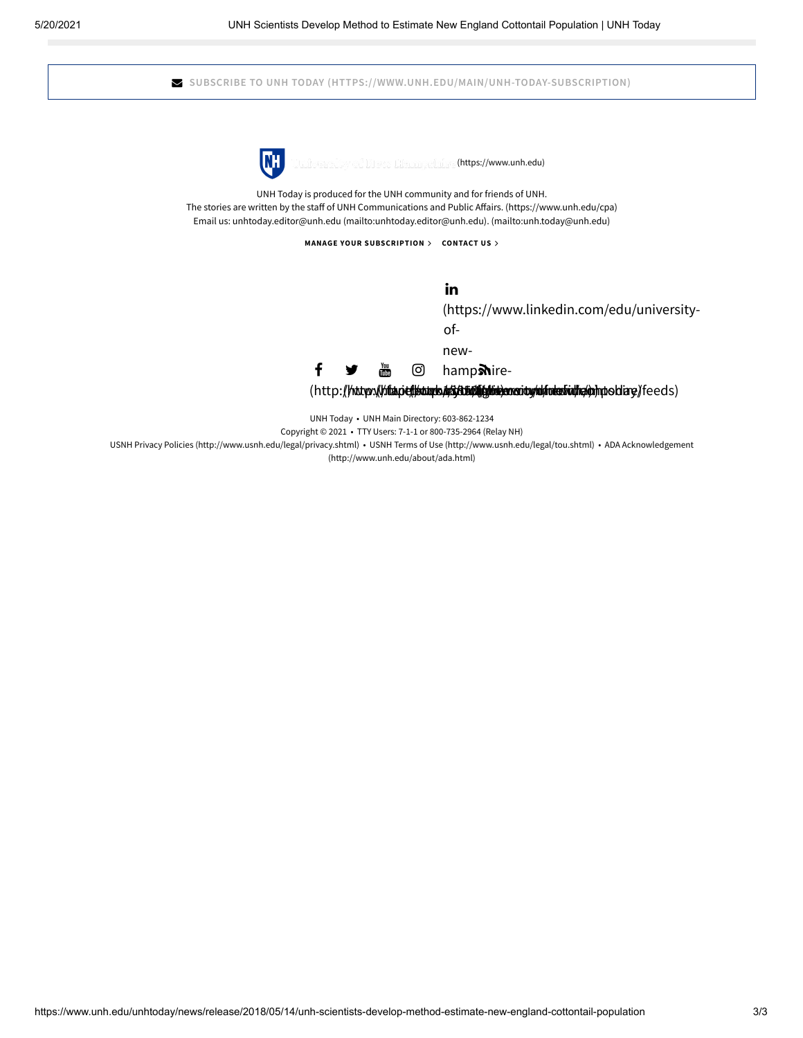SUBSCRIBE TO UNH TODAY (HTTPS://WWW.UNH.EDU/MAIN/UNH-TODAY-SUBSCRIPTION)

University of New Hampshire (https://www.unh.edu)

UNH Today is produced for the UNH community and for friends of UNH.
The stories are written by the staff of UNH Communications and Public Affairs. (https://www.unh.edu/cpa)
Email us: unhtoday.editor@unh.edu (mailto:unhtoday.editor@unh.edu). (mailto:unh.today@unh.edu)

**MANAGE YOUR SUBSCRIPTION >** **CONTACT US >**

(https://www.linkedin.com/edu/university-of-new-hampshire-

UNH Today • UNH Main Directory: 603-862-1234
Copyright © 2021 • TTY Users: 7-1-1 or 800-735-2964 (Relay NH)
USNH Privacy Policies (http://www.usnh.edu/legal/privacy.shtml) • USNH Terms of Use (http://www.usnh.edu/legal/tou.shtml) • ADA Acknowledgement (http://www.unh.edu/about/ada.html)